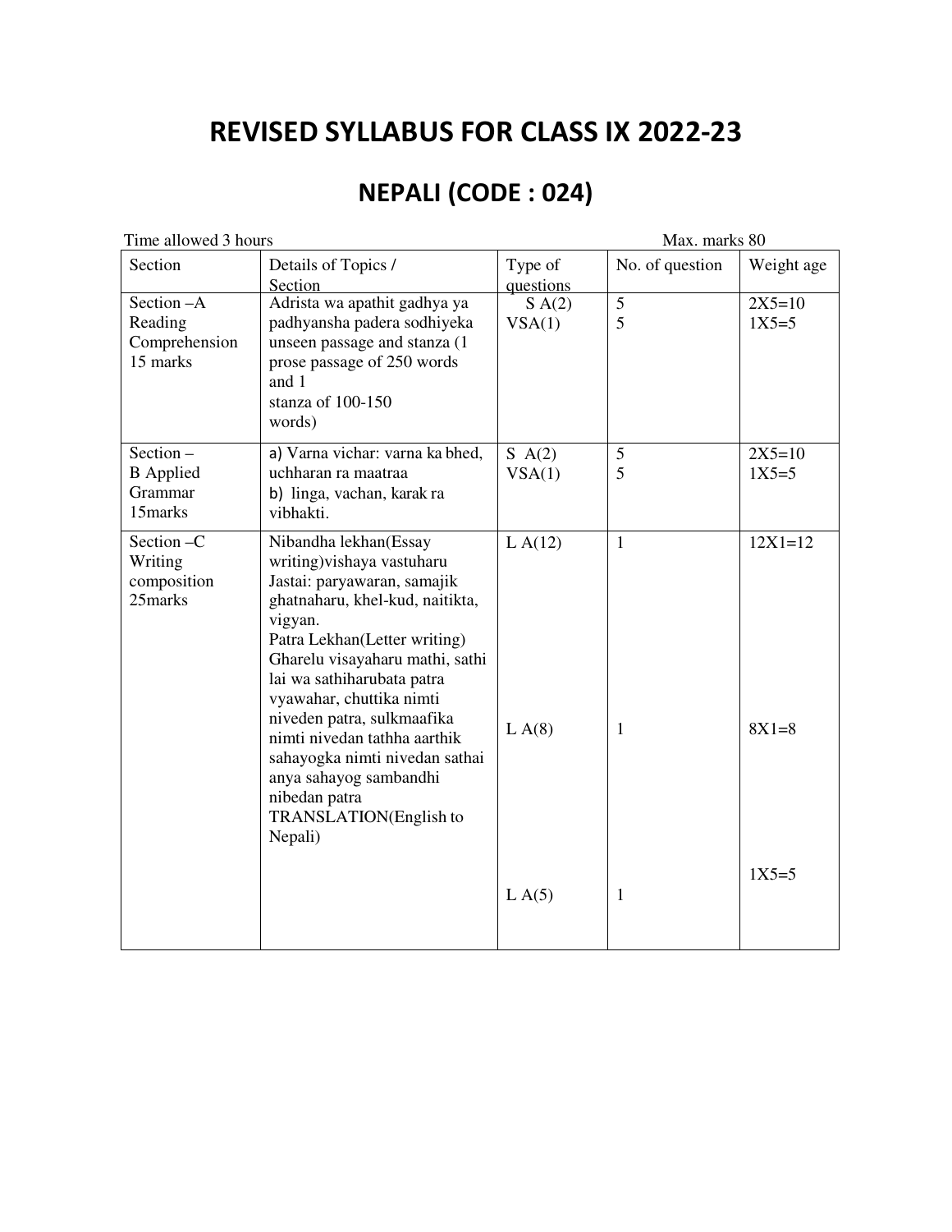# REVISED SYLLABUS FOR CLASS IX 2022-23

## NEPALI (CODE : 024)

Time allowed 3 hours　　　　　　　　　　　　　　　　Max. marks 80

| Section | Details of Topics / Section | Type of questions | No. of question | Weight age |
|---|---|---|---|---|
| Section –A Reading Comprehension 15 marks | Adrista wa apathit gadhya ya padhyansha padera sodhiyeka unseen passage and stanza (1 prose passage of 250 words and 1 stanza of 100-150 words) | S A(2)<br>VSA(1) | 5<br>5 | 2X5=10<br>1X5=5 |
| Section – B Applied Grammar 15marks | a) Varna vichar: varna ka bhed, uchharan ra maatraa<br>b) linga, vachan, karak ra vibhakti. | S A(2)<br>VSA(1) | 5<br>5 | 2X5=10<br>1X5=5 |
| Section –C Writing composition 25marks | Nibandha lekhan(Essay writing)vishaya vastuharu Jastai: paryawaran, samajik ghatnaharu, khel-kud, naitikta, vigyan. | L A(12) | 1 | 12X1=12 |
| | Patra Lekhan(Letter writing) Gharelu visayaharu mathi, sathi lai wa sathiharubata patra vyawahar, chuttika nimti niveden patra, sulkmaafika nimti nivedan tathha aarthik sahayogka nimti nivedan sathai anya sahayog sambandhi nibedan patra | L A(8) | 1 | 8X1=8 |
| | TRANSLATION(English to Nepali) | L A(5) | 1 | 1X5=5 |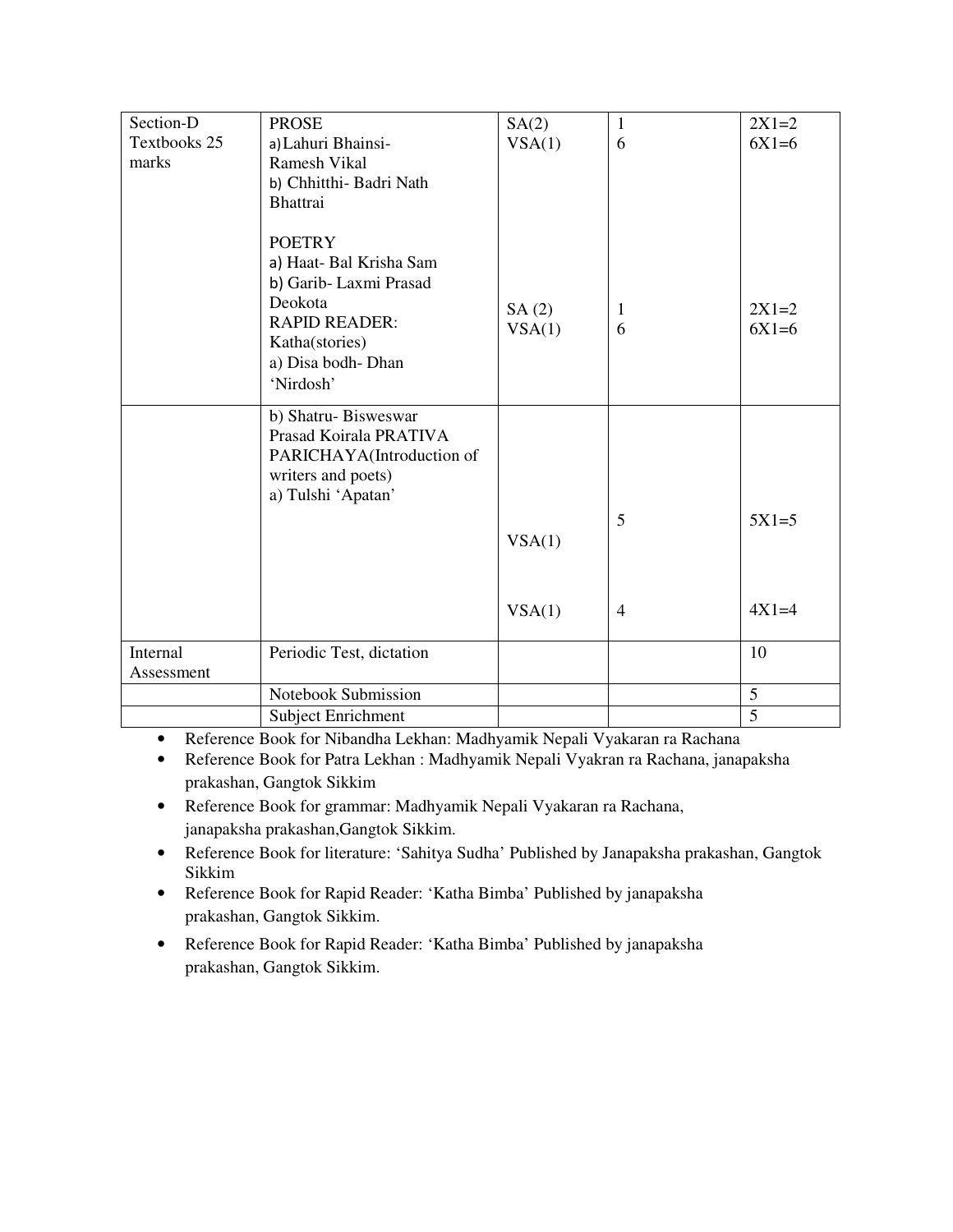| Section-D Textbooks 25 marks | PROSE<br>a) Lahuri Bhainsi- Ramesh Vikal<br>b) Chhitthi- Badri Nath Bhattrai<br><br>POETRY<br>a) Haat- Bal Krisha Sam<br>b) Garib- Laxmi Prasad Deokota<br>RAPID READER: Katha(stories)<br>a) Disa bodh- Dhan 'Nirdosh' | SA(2)<br>VSA(1)<br><br><br><br><br><br><br>SA (2)<br>VSA(1) | 1<br>6<br><br><br><br><br><br><br>1<br>6 | 2X1=2<br>6X1=6<br><br><br><br><br><br><br>2X1=2<br>6X1=6 |
|---|---|---|---|---|
| | b) Shatru- Bisweswar Prasad Koirala PRATIVA PARICHAYA(Introduction of writers and poets)<br>a) Tulshi 'Apatan' | VSA(1)<br><br>VSA(1) | 5<br><br>4 | 5X1=5<br><br>4X1=4 |
| Internal Assessment | Periodic Test, dictation | | | 10 |
| | Notebook Submission | | | 5 |
| | Subject Enrichment | | | 5 |

- Reference Book for Nibandha Lekhan: Madhyamik Nepali Vyakaran ra Rachana
- Reference Book for Patra Lekhan : Madhyamik Nepali Vyakran ra Rachana, janapaksha prakashan, Gangtok Sikkim
- Reference Book for grammar: Madhyamik Nepali Vyakaran ra Rachana, janapaksha prakashan,Gangtok Sikkim.
- Reference Book for literature: 'Sahitya Sudha' Published by Janapaksha prakashan, Gangtok Sikkim
- Reference Book for Rapid Reader: 'Katha Bimba' Published by janapaksha prakashan, Gangtok Sikkim.
- Reference Book for Rapid Reader: 'Katha Bimba' Published by janapaksha prakashan, Gangtok Sikkim.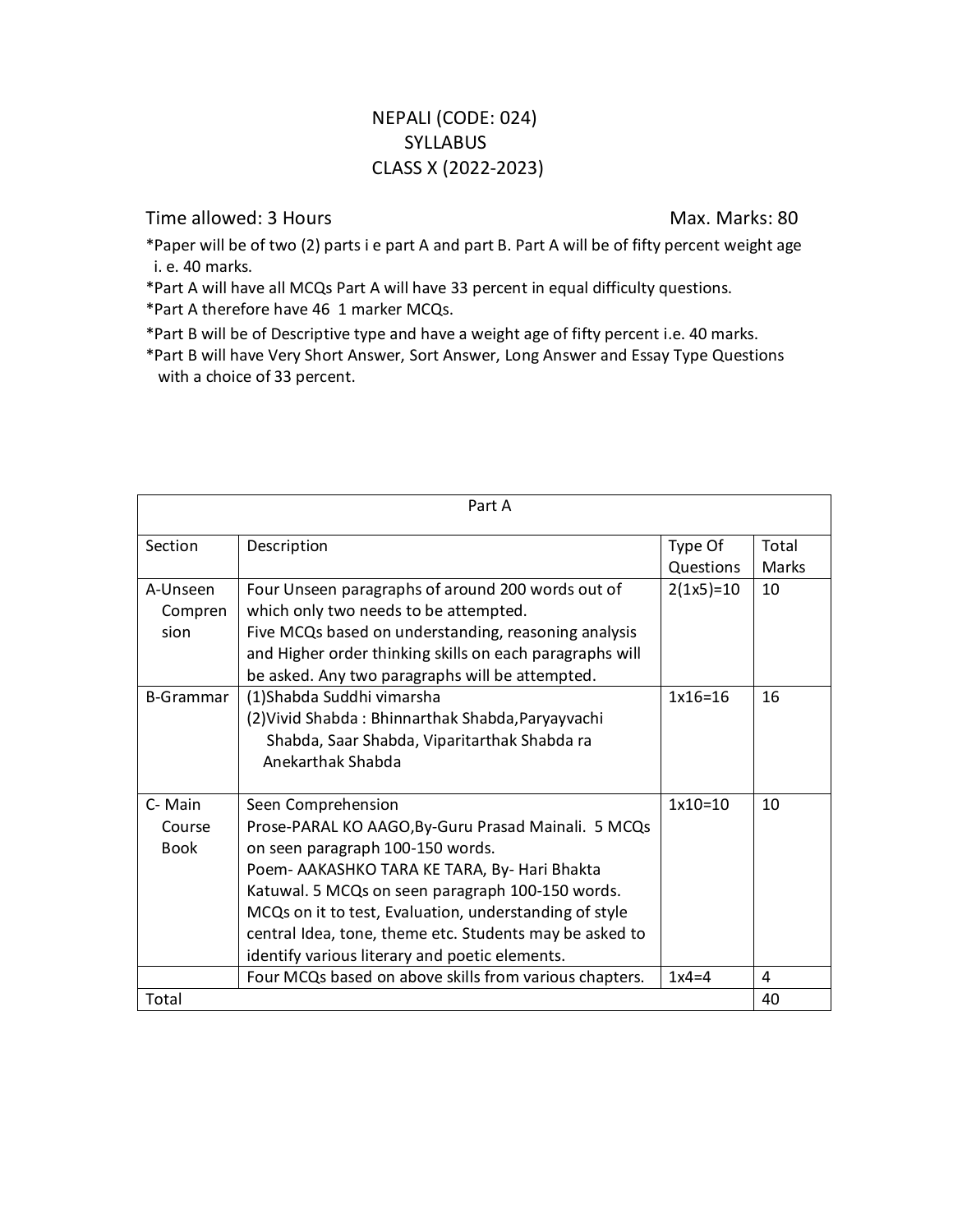# NEPALI (CODE: 024)
## SYLLABUS
## CLASS X (2022-2023)

Time allowed: 3 Hours    Max. Marks: 80

*Paper will be of two (2) parts i e part A and part B. Part A will be of fifty percent weight age i. e. 40 marks.

*Part A will have all MCQs Part A will have 33 percent in equal difficulty questions.

*Part A therefore have 46 1 marker MCQs.

*Part B will be of Descriptive type and have a weight age of fifty percent i.e. 40 marks.

*Part B will have Very Short Answer, Sort Answer, Long Answer and Essay Type Questions with a choice of 33 percent.

| Part A | | | |
|---|---|---|---|
| Section | Description | Type Of Questions | Total Marks |
| A-Unseen Comprension | Four Unseen paragraphs of around 200 words out of which only two needs to be attempted.<br>Five MCQs based on understanding, reasoning analysis and Higher order thinking skills on each paragraphs will be asked. Any two paragraphs will be attempted. | 2(1x5)=10 | 10 |
| B-Grammar | (1)Shabda Suddhi vimarsha<br>(2)Vivid Shabda : Bhinnarthak Shabda,Paryayvachi Shabda, Saar Shabda, Viparitarthak Shabda ra Anekarthak Shabda | 1x16=16 | 16 |
| C- Main Course Book | Seen Comprehension<br>Prose-PARAL KO AAGO,By-Guru Prasad Mainali. 5 MCQs on seen paragraph 100-150 words.<br>Poem- AAKASHKO TARA KE TARA, By- Hari Bhakta Katuwal. 5 MCQs on seen paragraph 100-150 words.<br>MCQs on it to test, Evaluation, understanding of style central Idea, tone, theme etc. Students may be asked to identify various literary and poetic elements. | 1x10=10 | 10 |
| | Four MCQs based on above skills from various chapters. | 1x4=4 | 4 |
| Total | | | 40 |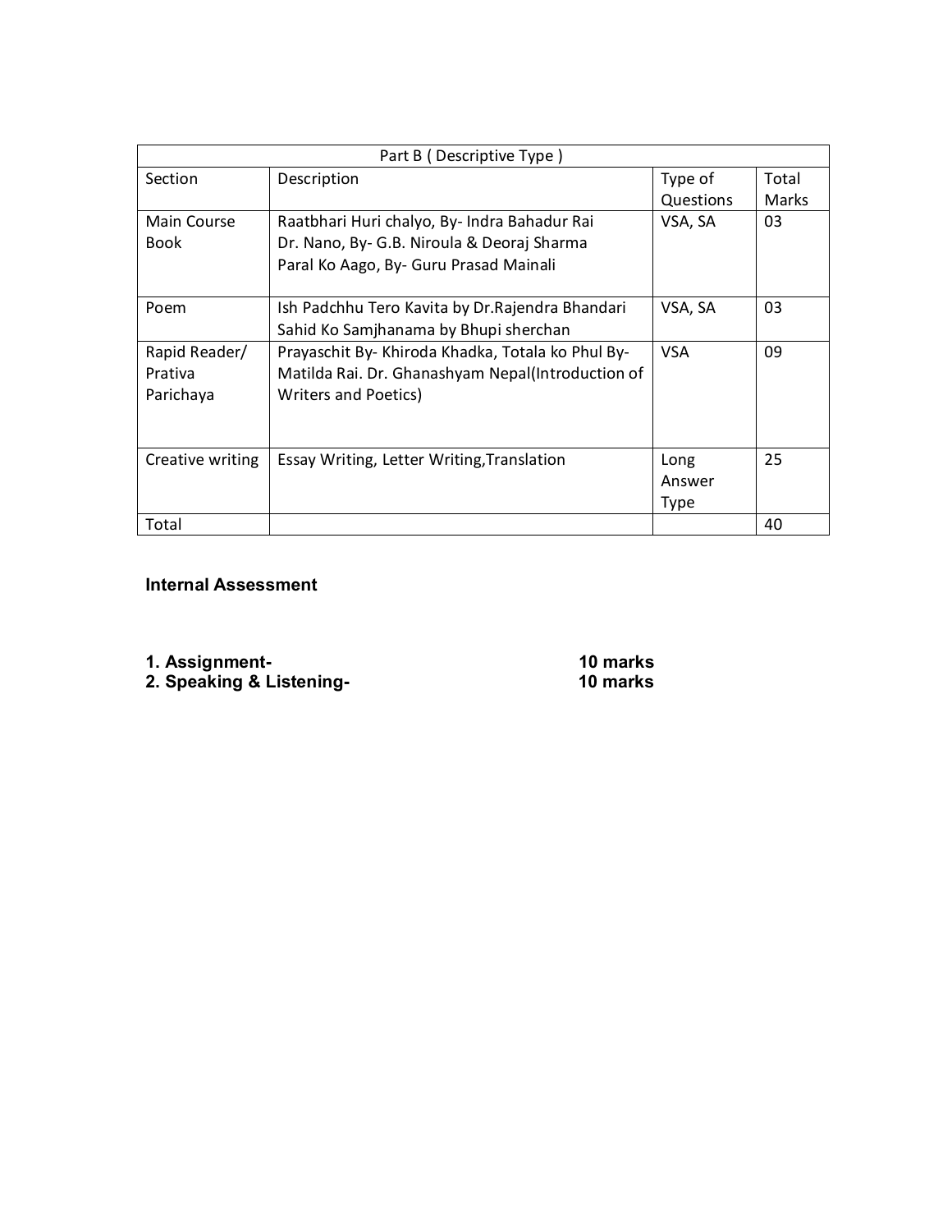| Part B ( Descriptive Type ) | | | |
|---|---|---|---|
| Section | Description | Type of Questions | Total Marks |
| Main Course Book | Raatbhari Huri chalyo, By- Indra Bahadur Rai<br>Dr. Nano, By- G.B. Niroula & Deoraj Sharma<br>Paral Ko Aago, By- Guru Prasad Mainali | VSA, SA | 03 |
| Poem | Ish Padchhu Tero Kavita by Dr.Rajendra Bhandari<br>Sahid Ko Samjhanama by Bhupi sherchan | VSA, SA | 03 |
| Rapid Reader/ Prativa Parichaya | Prayaschit By- Khiroda Khadka, Totala ko Phul By-Matilda Rai. Dr. Ghanashyam Nepal(Introduction of Writers and Poetics) | VSA | 09 |
| Creative writing | Essay Writing, Letter Writing,Translation | Long Answer Type | 25 |
| Total | | | 40 |

**Internal Assessment**

**1. Assignment-** **10 marks**
**2. Speaking & Listening-** **10 marks**